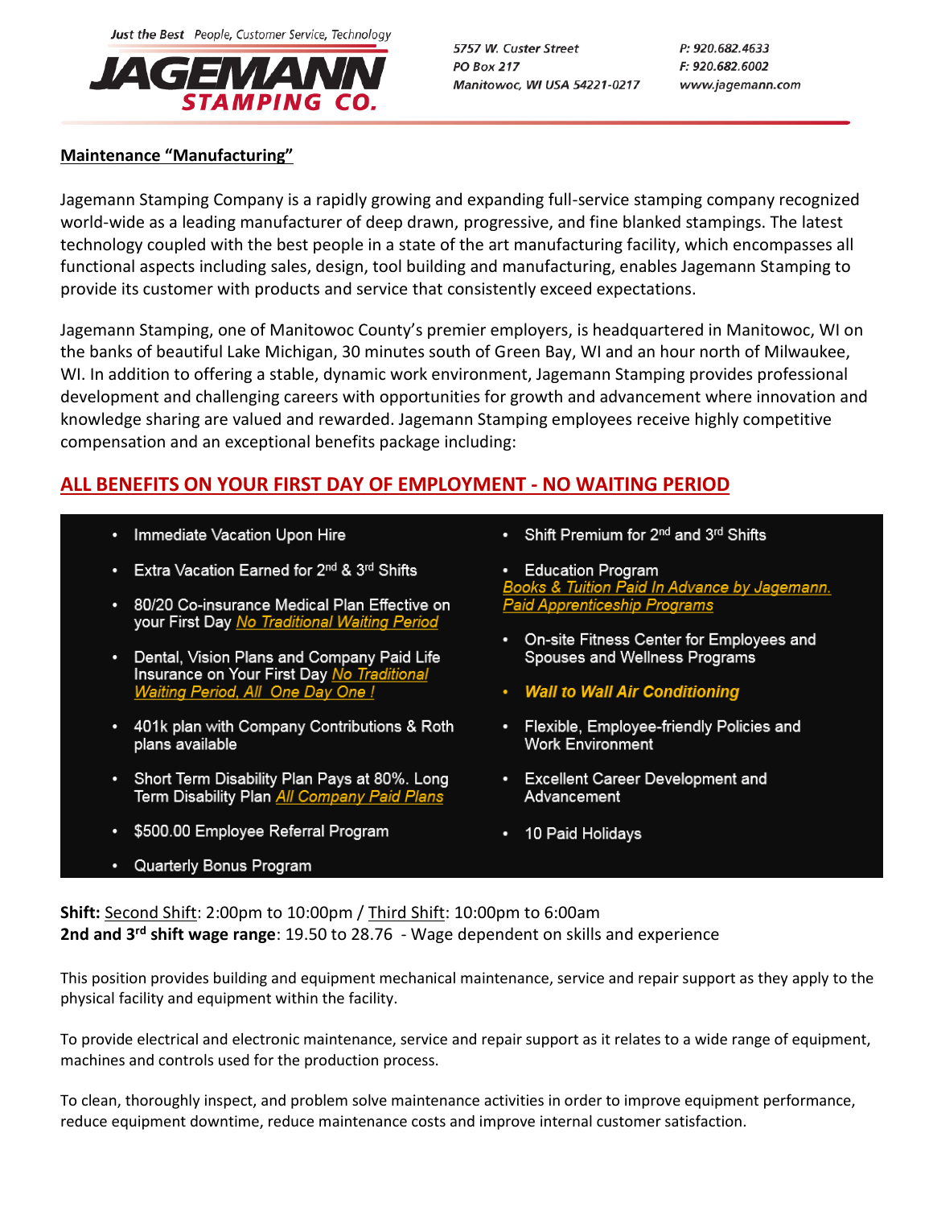Just the Best People, Customer Service, Technology

**JAGEMANN STAMPING CO.**

5757 W. Custer Street
PO Box 217
Manitowoc, WI USA 54221-0217

P: 920.682.4633
F: 920.682.6002
www.jagemann.com

## Maintenance "Manufacturing"

Jagemann Stamping Company is a rapidly growing and expanding full-service stamping company recognized world-wide as a leading manufacturer of deep drawn, progressive, and fine blanked stampings. The latest technology coupled with the best people in a state of the art manufacturing facility, which encompasses all functional aspects including sales, design, tool building and manufacturing, enables Jagemann Stamping to provide its customer with products and service that consistently exceed expectations.

Jagemann Stamping, one of Manitowoc County's premier employers, is headquartered in Manitowoc, WI on the banks of beautiful Lake Michigan, 30 minutes south of Green Bay, WI and an hour north of Milwaukee, WI. In addition to offering a stable, dynamic work environment, Jagemann Stamping provides professional development and challenging careers with opportunities for growth and advancement where innovation and knowledge sharing are valued and rewarded. Jagemann Stamping employees receive highly competitive compensation and an exceptional benefits package including:

### ALL BENEFITS ON YOUR FIRST DAY OF EMPLOYMENT - NO WAITING PERIOD

- Immediate Vacation Upon Hire
- Extra Vacation Earned for 2nd & 3rd Shifts
- 80/20 Co-insurance Medical Plan Effective on your First Day *No Traditional Waiting Period*
- Dental, Vision Plans and Company Paid Life Insurance on Your First Day *No Traditional Waiting Period, All One Day One !*
- 401k plan with Company Contributions & Roth plans available
- Short Term Disability Plan Pays at 80%. Long Term Disability Plan *All Company Paid Plans*
- $500.00 Employee Referral Program
- Quarterly Bonus Program
- Shift Premium for 2nd and 3rd Shifts
- Education Program
  *Books & Tuition Paid In Advance by Jagemann.*
  *Paid Apprenticeship Programs*
- On-site Fitness Center for Employees and Spouses and Wellness Programs
- ***Wall to Wall Air Conditioning***
- Flexible, Employee-friendly Policies and Work Environment
- Excellent Career Development and Advancement
- 10 Paid Holidays

**Shift:** Second Shift: 2:00pm to 10:00pm / Third Shift: 10:00pm to 6:00am
**2nd and 3rd shift wage range**: 19.50 to 28.76 - Wage dependent on skills and experience

This position provides building and equipment mechanical maintenance, service and repair support as they apply to the physical facility and equipment within the facility.

To provide electrical and electronic maintenance, service and repair support as it relates to a wide range of equipment, machines and controls used for the production process.

To clean, thoroughly inspect, and problem solve maintenance activities in order to improve equipment performance, reduce equipment downtime, reduce maintenance costs and improve internal customer satisfaction.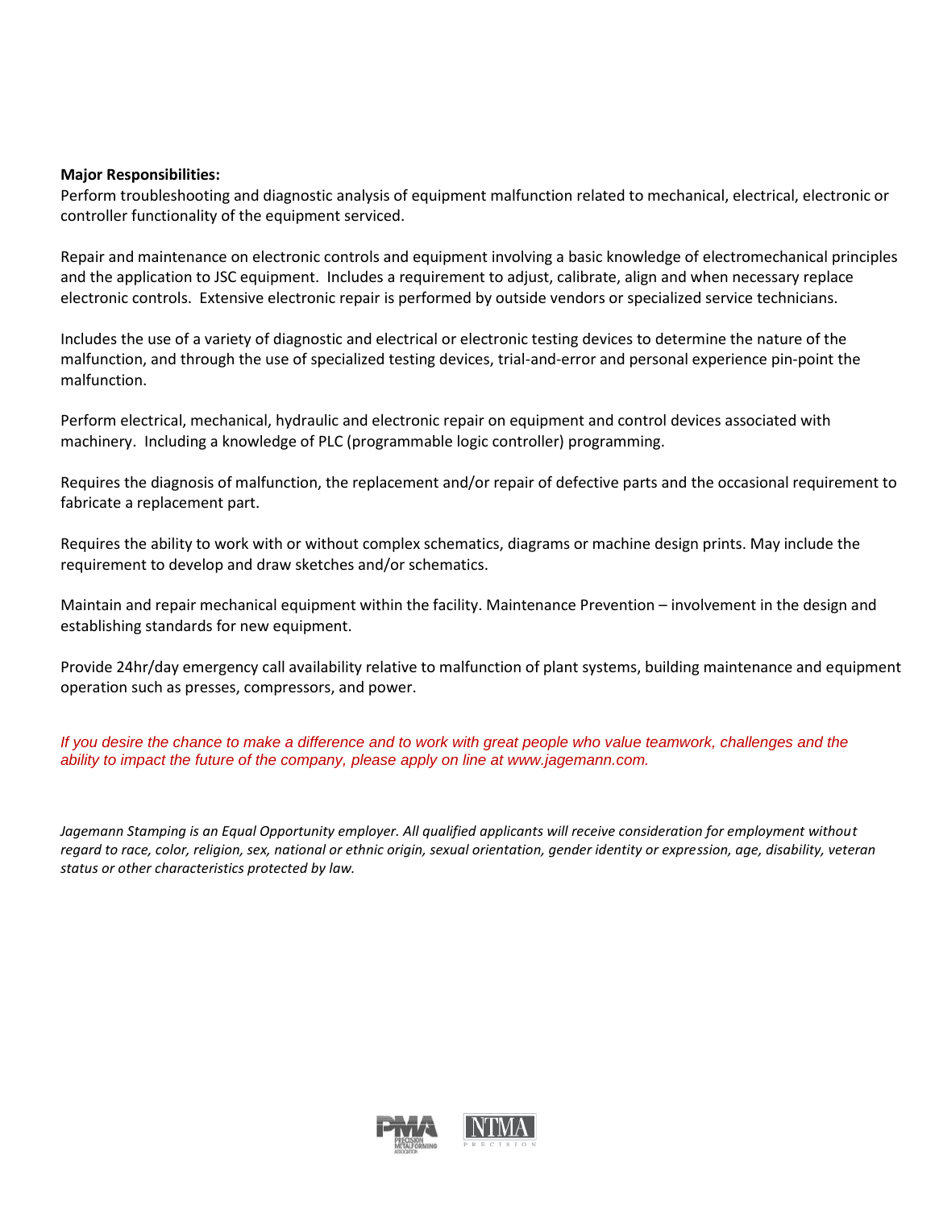**Major Responsibilities:**

Perform troubleshooting and diagnostic analysis of equipment malfunction related to mechanical, electrical, electronic or controller functionality of the equipment serviced.

Repair and maintenance on electronic controls and equipment involving a basic knowledge of electromechanical principles and the application to JSC equipment. Includes a requirement to adjust, calibrate, align and when necessary replace electronic controls. Extensive electronic repair is performed by outside vendors or specialized service technicians.

Includes the use of a variety of diagnostic and electrical or electronic testing devices to determine the nature of the malfunction, and through the use of specialized testing devices, trial-and-error and personal experience pin-point the malfunction.

Perform electrical, mechanical, hydraulic and electronic repair on equipment and control devices associated with machinery. Including a knowledge of PLC (programmable logic controller) programming.

Requires the diagnosis of malfunction, the replacement and/or repair of defective parts and the occasional requirement to fabricate a replacement part.

Requires the ability to work with or without complex schematics, diagrams or machine design prints. May include the requirement to develop and draw sketches and/or schematics.

Maintain and repair mechanical equipment within the facility. Maintenance Prevention – involvement in the design and establishing standards for new equipment.

Provide 24hr/day emergency call availability relative to malfunction of plant systems, building maintenance and equipment operation such as presses, compressors, and power.

*If you desire the chance to make a difference and to work with great people who value teamwork, challenges and the ability to impact the future of the company, please apply on line at www.jagemann.com.*

*Jagemann Stamping is an Equal Opportunity employer. All qualified applicants will receive consideration for employment without regard to race, color, religion, sex, national or ethnic origin, sexual orientation, gender identity or expression, age, disability, veteran status or other characteristics protected by law.*